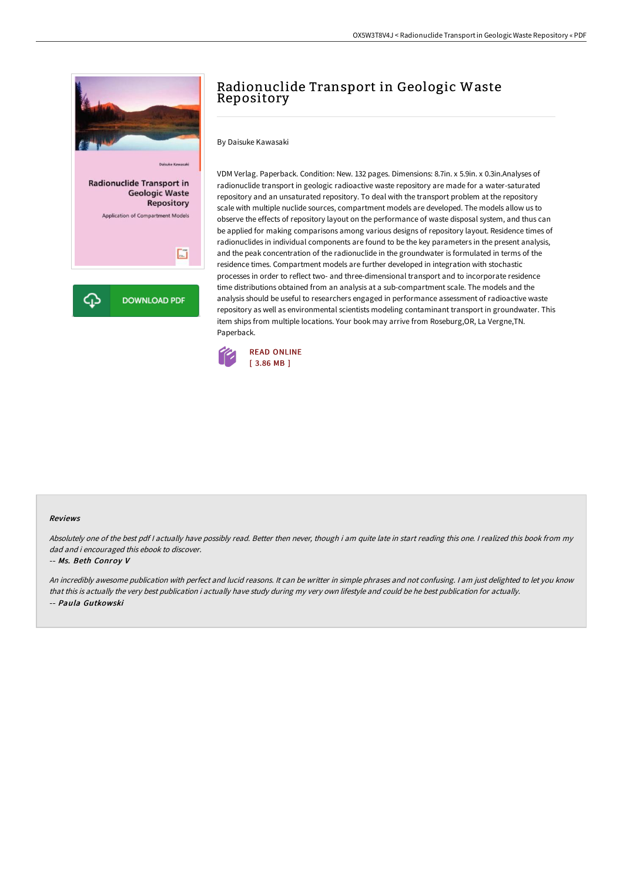# Radionuclide Transport in Geologic Waste Repository

By Daisuke Kawasaki

VDM Verlag. Paperback. Condition: New. 132 pages. Dimensions: 8.7in. x 5.9in. x 0.3in.Analyses of radionuclide transport in geologic radioactive waste repository are made for a water-saturated repository and an unsaturated repository. To deal with the transport problem at the repository scale with multiple nuclide sources, compartment models are developed. The models allow us to observe the effects of repository layout on the performance of waste disposal system, and thus can be applied for making comparisons among various designs of repository layout. Residence times of radionuclides in individual components are found to be the key parameters in the present analysis, and the peak concentration of the radionuclide in the groundwater is formulated in terms of the residence times. Compartment models are further developed in integration with stochastic processes in order to reflect two- and three-dimensional transport and to incorporate residence time distributions obtained from an analysis at a sub-compartment scale. The models and the analysis should be useful to researchers engaged in performance assessment of radioactive waste repository as well as environmental scientists modeling contaminant transport in groundwater. This item ships from multiple locations. Your book may arrive from Roseburg,OR, La Vergne,TN. Paperback.

READ ONLINE
[ 3.86 MB ]

DOWNLOAD PDF

### Reviews

*Absolutely one of the best pdf I actually have possibly read. Better then never, though i am quite late in start reading this one. I realized this book from my dad and i encouraged this ebook to discover.*

-- *Ms. Beth Conroy V*

*An incredibly awesome publication with perfect and lucid reasons. It can be writter in simple phrases and not confusing. I am just delighted to let you know that this is actually the very best publication i actually have study during my very own lifestyle and could be he best publication for actually.*

-- *Paula Gutkowski*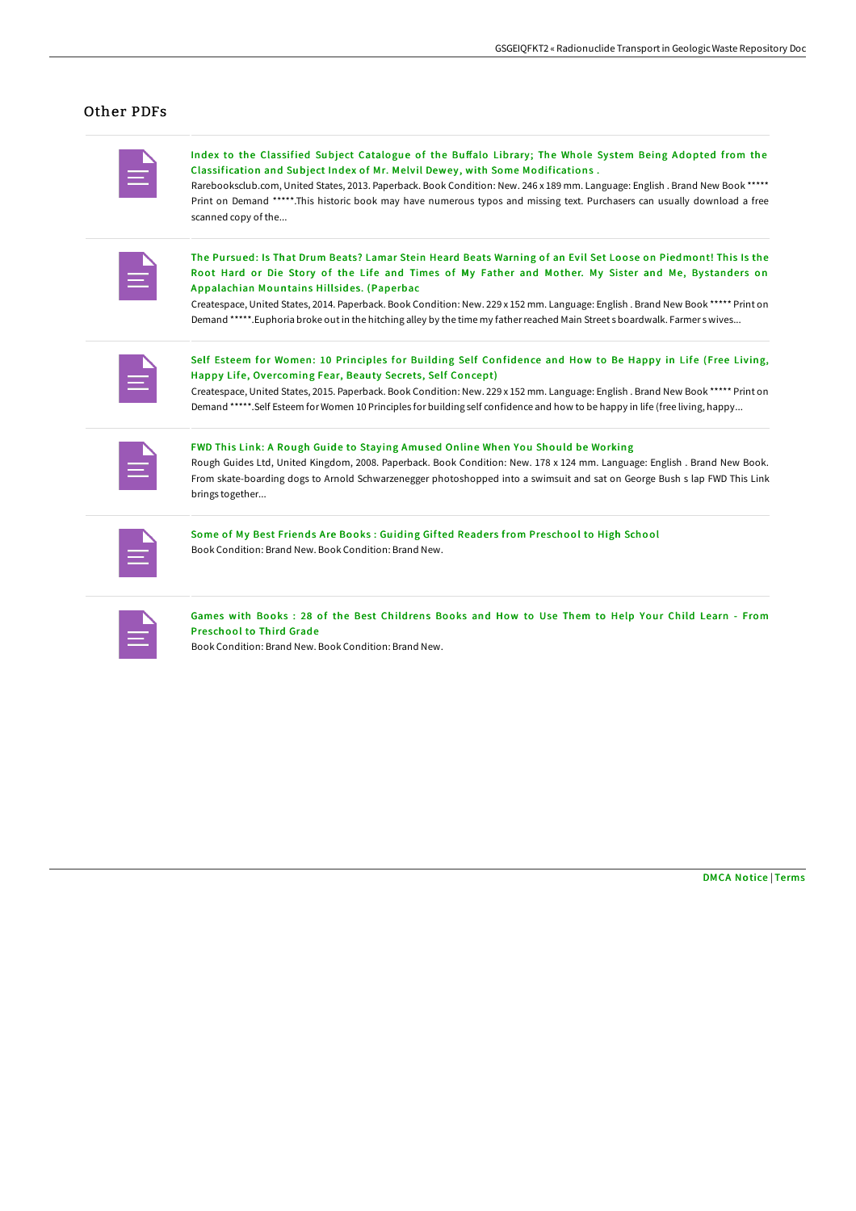## Other PDFs

**Index to the Classified Subject Catalogue of the Buffalo Library; The Whole System Being Adopted from the Classification and Subject Index of Mr. Melvil Dewey, with Some Modifications .**

Rarebooksclub.com, United States, 2013. Paperback. Book Condition: New. 246 x 189 mm. Language: English . Brand New Book ***** Print on Demand *****.This historic book may have numerous typos and missing text. Purchasers can usually download a free scanned copy of the...

**The Pursued: Is That Drum Beats? Lamar Stein Heard Beats Warning of an Evil Set Loose on Piedmont! This Is the Root Hard or Die Story of the Life and Times of My Father and Mother. My Sister and Me, Bystanders on Appalachian Mountains Hillsides. (Paperbac**

Createspace, United States, 2014. Paperback. Book Condition: New. 229 x 152 mm. Language: English . Brand New Book ***** Print on Demand *****.Euphoria broke out in the hitching alley by the time my father reached Main Street s boardwalk. Farmer s wives...

**Self Esteem for Women: 10 Principles for Building Self Confidence and How to Be Happy in Life (Free Living, Happy Life, Overcoming Fear, Beauty Secrets, Self Concept)**

Createspace, United States, 2015. Paperback. Book Condition: New. 229 x 152 mm. Language: English . Brand New Book ***** Print on Demand *****.Self Esteem for Women 10 Principles for building self confidence and how to be happy in life (free living, happy...

**FWD This Link: A Rough Guide to Staying Amused Online When You Should be Working**

Rough Guides Ltd, United Kingdom, 2008. Paperback. Book Condition: New. 178 x 124 mm. Language: English . Brand New Book. From skate-boarding dogs to Arnold Schwarzenegger photoshopped into a swimsuit and sat on George Bush s lap FWD This Link brings together...

**Some of My Best Friends Are Books : Guiding Gifted Readers from Preschool to High School**

Book Condition: Brand New. Book Condition: Brand New.

**Games with Books : 28 of the Best Childrens Books and How to Use Them to Help Your Child Learn - From Preschool to Third Grade**

Book Condition: Brand New. Book Condition: Brand New.